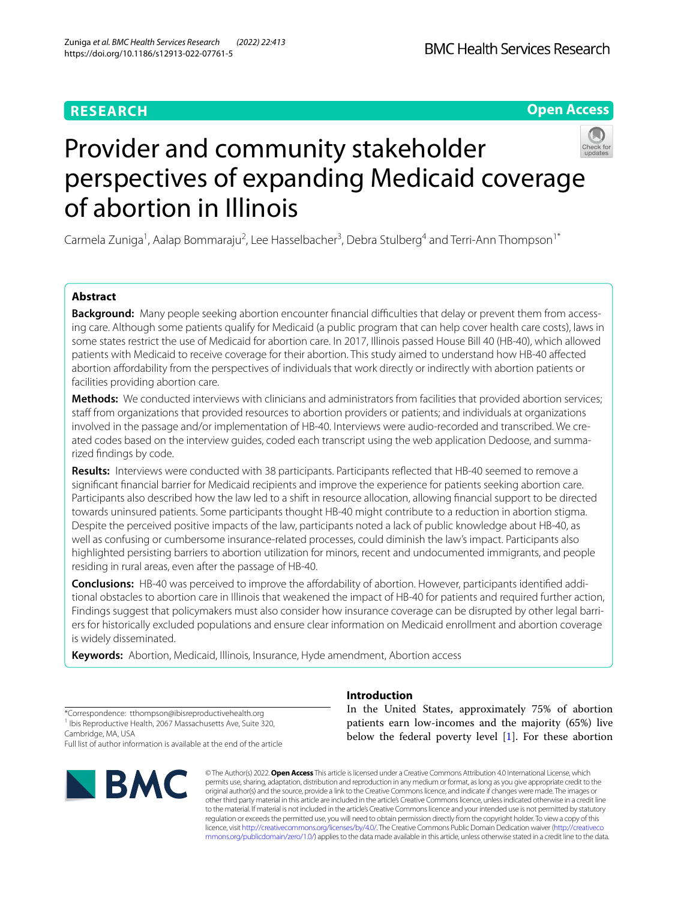RESEARCH

Open Access

# Provider and community stakeholder perspectives of expanding Medicaid coverage of abortion in Illinois

Carmela Zuniga[1], Aalap Bommaraju[2], Lee Hasselbacher[3], Debra Stulberg[4] and Terri-Ann Thompson[1*]

## Abstract

**Background:** Many people seeking abortion encounter financial difficulties that delay or prevent them from accessing care. Although some patients qualify for Medicaid (a public program that can help cover health care costs), laws in some states restrict the use of Medicaid for abortion care. In 2017, Illinois passed House Bill 40 (HB-40), which allowed patients with Medicaid to receive coverage for their abortion. This study aimed to understand how HB-40 affected abortion affordability from the perspectives of individuals that work directly or indirectly with abortion patients or facilities providing abortion care.

**Methods:** We conducted interviews with clinicians and administrators from facilities that provided abortion services; staff from organizations that provided resources to abortion providers or patients; and individuals at organizations involved in the passage and/or implementation of HB-40. Interviews were audio-recorded and transcribed. We created codes based on the interview guides, coded each transcript using the web application Dedoose, and summarized findings by code.

**Results:** Interviews were conducted with 38 participants. Participants reflected that HB-40 seemed to remove a significant financial barrier for Medicaid recipients and improve the experience for patients seeking abortion care. Participants also described how the law led to a shift in resource allocation, allowing financial support to be directed towards uninsured patients. Some participants thought HB-40 might contribute to a reduction in abortion stigma. Despite the perceived positive impacts of the law, participants noted a lack of public knowledge about HB-40, as well as confusing or cumbersome insurance-related processes, could diminish the law's impact. Participants also highlighted persisting barriers to abortion utilization for minors, recent and undocumented immigrants, and people residing in rural areas, even after the passage of HB-40.

**Conclusions:** HB-40 was perceived to improve the affordability of abortion. However, participants identified additional obstacles to abortion care in Illinois that weakened the impact of HB-40 for patients and required further action, Findings suggest that policymakers must also consider how insurance coverage can be disrupted by other legal barriers for historically excluded populations and ensure clear information on Medicaid enrollment and abortion coverage is widely disseminated.

**Keywords:** Abortion, Medicaid, Illinois, Insurance, Hyde amendment, Abortion access

*Correspondence: tthompson@ibisreproductivehealth.org
[1] Ibis Reproductive Health, 2067 Massachusetts Ave, Suite 320, Cambridge, MA, USA
Full list of author information is available at the end of the article

## Introduction

In the United States, approximately 75% of abortion patients earn low-incomes and the majority (65%) live below the federal poverty level [1]. For these abortion

© The Author(s) 2022. **Open Access** This article is licensed under a Creative Commons Attribution 4.0 International License, which permits use, sharing, adaptation, distribution and reproduction in any medium or format, as long as you give appropriate credit to the original author(s) and the source, provide a link to the Creative Commons licence, and indicate if changes were made. The images or other third party material in this article are included in the article's Creative Commons licence, unless indicated otherwise in a credit line to the material. If material is not included in the article's Creative Commons licence and your intended use is not permitted by statutory regulation or exceeds the permitted use, you will need to obtain permission directly from the copyright holder. To view a copy of this licence, visit http://creativecommons.org/licenses/by/4.0/. The Creative Commons Public Domain Dedication waiver (http://creativecommons.org/publicdomain/zero/1.0/) applies to the data made available in this article, unless otherwise stated in a credit line to the data.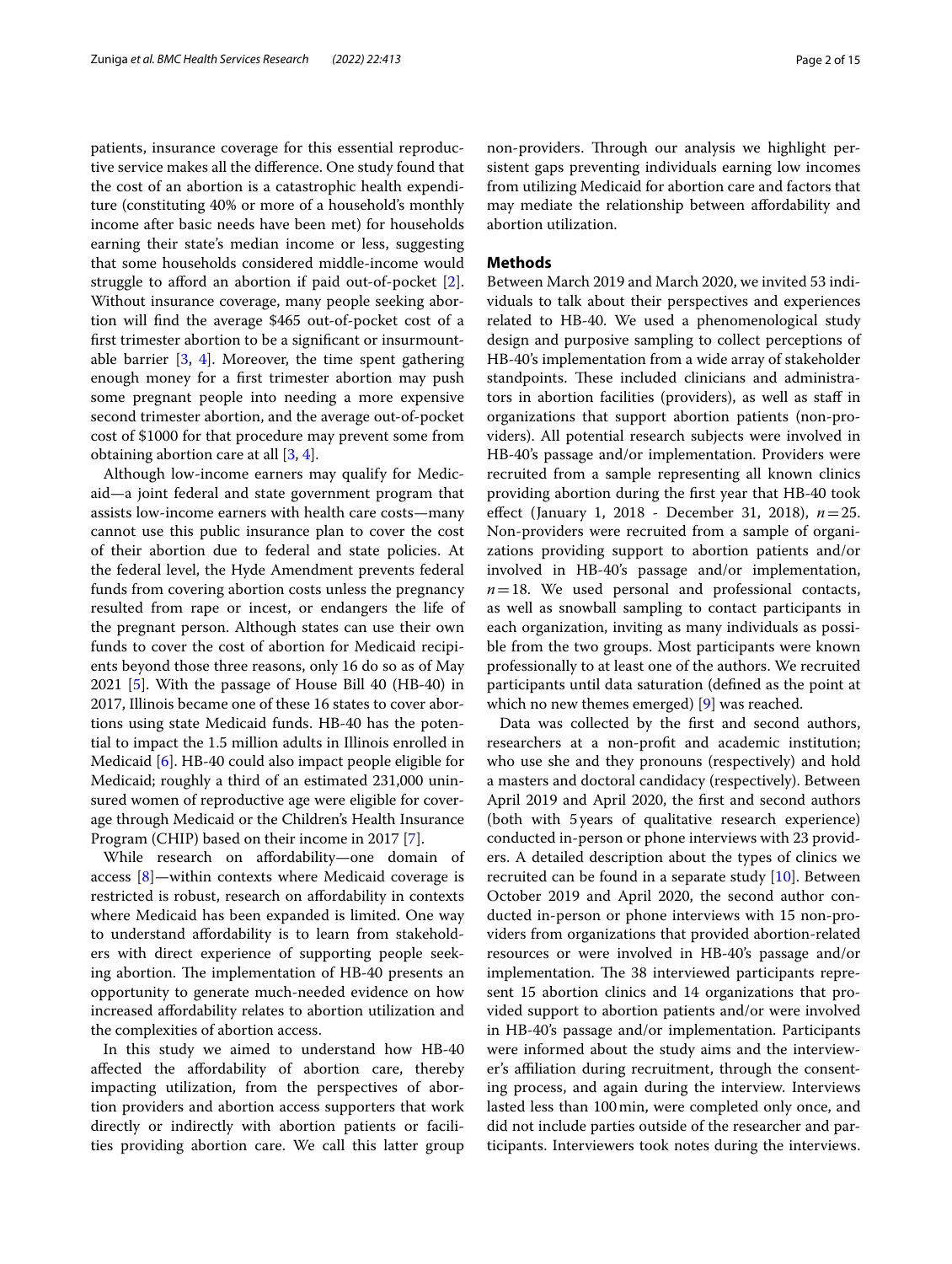patients, insurance coverage for this essential reproductive service makes all the difference. One study found that the cost of an abortion is a catastrophic health expenditure (constituting 40% or more of a household's monthly income after basic needs have been met) for households earning their state's median income or less, suggesting that some households considered middle-income would struggle to afford an abortion if paid out-of-pocket [2]. Without insurance coverage, many people seeking abortion will find the average $465 out-of-pocket cost of a first trimester abortion to be a significant or insurmountable barrier [3, 4]. Moreover, the time spent gathering enough money for a first trimester abortion may push some pregnant people into needing a more expensive second trimester abortion, and the average out-of-pocket cost of $1000 for that procedure may prevent some from obtaining abortion care at all [3, 4].

Although low-income earners may qualify for Medicaid—a joint federal and state government program that assists low-income earners with health care costs—many cannot use this public insurance plan to cover the cost of their abortion due to federal and state policies. At the federal level, the Hyde Amendment prevents federal funds from covering abortion costs unless the pregnancy resulted from rape or incest, or endangers the life of the pregnant person. Although states can use their own funds to cover the cost of abortion for Medicaid recipients beyond those three reasons, only 16 do so as of May 2021 [5]. With the passage of House Bill 40 (HB-40) in 2017, Illinois became one of these 16 states to cover abortions using state Medicaid funds. HB-40 has the potential to impact the 1.5 million adults in Illinois enrolled in Medicaid [6]. HB-40 could also impact people eligible for Medicaid; roughly a third of an estimated 231,000 uninsured women of reproductive age were eligible for coverage through Medicaid or the Children's Health Insurance Program (CHIP) based on their income in 2017 [7].

While research on affordability—one domain of access [8]—within contexts where Medicaid coverage is restricted is robust, research on affordability in contexts where Medicaid has been expanded is limited. One way to understand affordability is to learn from stakeholders with direct experience of supporting people seeking abortion. The implementation of HB-40 presents an opportunity to generate much-needed evidence on how increased affordability relates to abortion utilization and the complexities of abortion access.

In this study we aimed to understand how HB-40 affected the affordability of abortion care, thereby impacting utilization, from the perspectives of abortion providers and abortion access supporters that work directly or indirectly with abortion patients or facilities providing abortion care. We call this latter group non-providers. Through our analysis we highlight persistent gaps preventing individuals earning low incomes from utilizing Medicaid for abortion care and factors that may mediate the relationship between affordability and abortion utilization.

## Methods

Between March 2019 and March 2020, we invited 53 individuals to talk about their perspectives and experiences related to HB-40. We used a phenomenological study design and purposive sampling to collect perceptions of HB-40's implementation from a wide array of stakeholder standpoints. These included clinicians and administrators in abortion facilities (providers), as well as staff in organizations that support abortion patients (non-providers). All potential research subjects were involved in HB-40's passage and/or implementation. Providers were recruited from a sample representing all known clinics providing abortion during the first year that HB-40 took effect (January 1, 2018 - December 31, 2018), $n=25$. Non-providers were recruited from a sample of organizations providing support to abortion patients and/or involved in HB-40's passage and/or implementation, $n=18$. We used personal and professional contacts, as well as snowball sampling to contact participants in each organization, inviting as many individuals as possible from the two groups. Most participants were known professionally to at least one of the authors. We recruited participants until data saturation (defined as the point at which no new themes emerged) [9] was reached.

Data was collected by the first and second authors, researchers at a non-profit and academic institution; who use she and they pronouns (respectively) and hold a masters and doctoral candidacy (respectively). Between April 2019 and April 2020, the first and second authors (both with 5 years of qualitative research experience) conducted in-person or phone interviews with 23 providers. A detailed description about the types of clinics we recruited can be found in a separate study [10]. Between October 2019 and April 2020, the second author conducted in-person or phone interviews with 15 non-providers from organizations that provided abortion-related resources or were involved in HB-40's passage and/or implementation. The 38 interviewed participants represent 15 abortion clinics and 14 organizations that provided support to abortion patients and/or were involved in HB-40's passage and/or implementation. Participants were informed about the study aims and the interviewer's affiliation during recruitment, through the consenting process, and again during the interview. Interviews lasted less than 100 min, were completed only once, and did not include parties outside of the researcher and participants. Interviewers took notes during the interviews.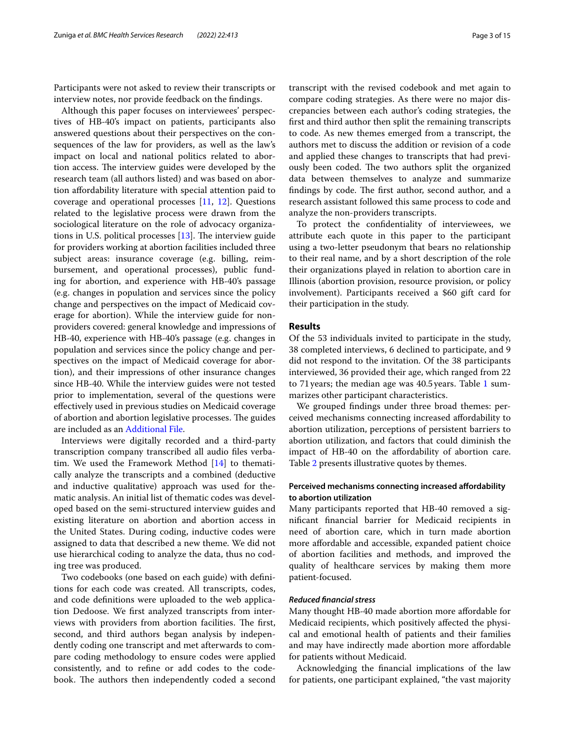Participants were not asked to review their transcripts or interview notes, nor provide feedback on the findings.

Although this paper focuses on interviewees' perspectives of HB-40's impact on patients, participants also answered questions about their perspectives on the consequences of the law for providers, as well as the law's impact on local and national politics related to abortion access. The interview guides were developed by the research team (all authors listed) and was based on abortion affordability literature with special attention paid to coverage and operational processes [11, 12]. Questions related to the legislative process were drawn from the sociological literature on the role of advocacy organizations in U.S. political processes [13]. The interview guide for providers working at abortion facilities included three subject areas: insurance coverage (e.g. billing, reimbursement, and operational processes), public funding for abortion, and experience with HB-40's passage (e.g. changes in population and services since the policy change and perspectives on the impact of Medicaid coverage for abortion). While the interview guide for non-providers covered: general knowledge and impressions of HB-40, experience with HB-40's passage (e.g. changes in population and services since the policy change and perspectives on the impact of Medicaid coverage for abortion), and their impressions of other insurance changes since HB-40. While the interview guides were not tested prior to implementation, several of the questions were effectively used in previous studies on Medicaid coverage of abortion and abortion legislative processes. The guides are included as an Additional File.

Interviews were digitally recorded and a third-party transcription company transcribed all audio files verbatim. We used the Framework Method [14] to thematically analyze the transcripts and a combined (deductive and inductive qualitative) approach was used for thematic analysis. An initial list of thematic codes was developed based on the semi-structured interview guides and existing literature on abortion and abortion access in the United States. During coding, inductive codes were assigned to data that described a new theme. We did not use hierarchical coding to analyze the data, thus no coding tree was produced.

Two codebooks (one based on each guide) with definitions for each code was created. All transcripts, codes, and code definitions were uploaded to the web application Dedoose. We first analyzed transcripts from interviews with providers from abortion facilities. The first, second, and third authors began analysis by independently coding one transcript and met afterwards to compare coding methodology to ensure codes were applied consistently, and to refine or add codes to the codebook. The authors then independently coded a second transcript with the revised codebook and met again to compare coding strategies. As there were no major discrepancies between each author's coding strategies, the first and third author then split the remaining transcripts to code. As new themes emerged from a transcript, the authors met to discuss the addition or revision of a code and applied these changes to transcripts that had previously been coded. The two authors split the organized data between themselves to analyze and summarize findings by code. The first author, second author, and a research assistant followed this same process to code and analyze the non-providers transcripts.

To protect the confidentiality of interviewees, we attribute each quote in this paper to the participant using a two-letter pseudonym that bears no relationship to their real name, and by a short description of the role their organizations played in relation to abortion care in Illinois (abortion provision, resource provision, or policy involvement). Participants received a $60 gift card for their participation in the study.

## Results

Of the 53 individuals invited to participate in the study, 38 completed interviews, 6 declined to participate, and 9 did not respond to the invitation. Of the 38 participants interviewed, 36 provided their age, which ranged from 22 to 71 years; the median age was 40.5 years. Table 1 summarizes other participant characteristics.

We grouped findings under three broad themes: perceived mechanisms connecting increased affordability to abortion utilization, perceptions of persistent barriers to abortion utilization, and factors that could diminish the impact of HB-40 on the affordability of abortion care. Table 2 presents illustrative quotes by themes.

### Perceived mechanisms connecting increased affordability to abortion utilization

Many participants reported that HB-40 removed a significant financial barrier for Medicaid recipients in need of abortion care, which in turn made abortion more affordable and accessible, expanded patient choice of abortion facilities and methods, and improved the quality of healthcare services by making them more patient-focused.

#### *Reduced financial stress*

Many thought HB-40 made abortion more affordable for Medicaid recipients, which positively affected the physical and emotional health of patients and their families and may have indirectly made abortion more affordable for patients without Medicaid.

Acknowledging the financial implications of the law for patients, one participant explained, "the vast majority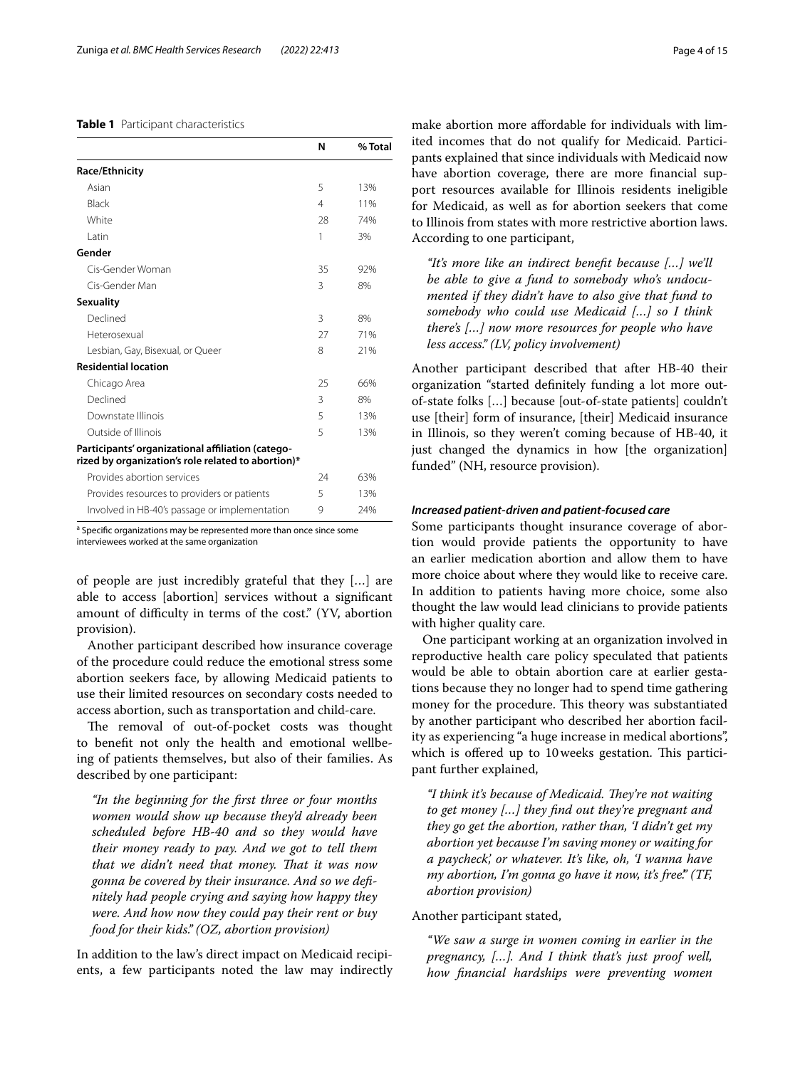**Table 1** Participant characteristics

| | N | % Total |
|---|---|---|
| **Race/Ethnicity** | | |
| Asian | 5 | 13% |
| Black | 4 | 11% |
| White | 28 | 74% |
| Latin | 1 | 3% |
| **Gender** | | |
| Cis-Gender Woman | 35 | 92% |
| Cis-Gender Man | 3 | 8% |
| **Sexuality** | | |
| Declined | 3 | 8% |
| Heterosexual | 27 | 71% |
| Lesbian, Gay, Bisexual, or Queer | 8 | 21% |
| **Residential location** | | |
| Chicago Area | 25 | 66% |
| Declined | 3 | 8% |
| Downstate Illinois | 5 | 13% |
| Outside of Illinois | 5 | 13% |
| **Participants' organizational affiliation (categorized by organization's role related to abortion)*** | | |
| Provides abortion services | 24 | 63% |
| Provides resources to providers or patients | 5 | 13% |
| Involved in HB-40's passage or implementation | 9 | 24% |

[a] Specific organizations may be represented more than once since some interviewees worked at the same organization

of people are just incredibly grateful that they […] are able to access [abortion] services without a significant amount of difficulty in terms of the cost." (YV, abortion provision).

Another participant described how insurance coverage of the procedure could reduce the emotional stress some abortion seekers face, by allowing Medicaid patients to use their limited resources on secondary costs needed to access abortion, such as transportation and child-care.

The removal of out-of-pocket costs was thought to benefit not only the health and emotional wellbeing of patients themselves, but also of their families. As described by one participant:

> *"In the beginning for the first three or four months women would show up because they'd already been scheduled before HB-40 and so they would have their money ready to pay. And we got to tell them that we didn't need that money. That it was now gonna be covered by their insurance. And so we definitely had people crying and saying how happy they were. And how now they could pay their rent or buy food for their kids." (OZ, abortion provision)*

In addition to the law's direct impact on Medicaid recipients, a few participants noted the law may indirectly make abortion more affordable for individuals with limited incomes that do not qualify for Medicaid. Participants explained that since individuals with Medicaid now have abortion coverage, there are more financial support resources available for Illinois residents ineligible for Medicaid, as well as for abortion seekers that come to Illinois from states with more restrictive abortion laws. According to one participant,

> *"It's more like an indirect benefit because […] we'll be able to give a fund to somebody who's undocumented if they didn't have to also give that fund to somebody who could use Medicaid […] so I think there's […] now more resources for people who have less access." (LV, policy involvement)*

Another participant described that after HB-40 their organization "started definitely funding a lot more out-of-state folks […] because [out-of-state patients] couldn't use [their] form of insurance, [their] Medicaid insurance in Illinois, so they weren't coming because of HB-40, it just changed the dynamics in how [the organization] funded" (NH, resource provision).

#### *Increased patient-driven and patient-focused care*

Some participants thought insurance coverage of abortion would provide patients the opportunity to have an earlier medication abortion and allow them to have more choice about where they would like to receive care. In addition to patients having more choice, some also thought the law would lead clinicians to provide patients with higher quality care.

One participant working at an organization involved in reproductive health care policy speculated that patients would be able to obtain abortion care at earlier gestations because they no longer had to spend time gathering money for the procedure. This theory was substantiated by another participant who described her abortion facility as experiencing "a huge increase in medical abortions", which is offered up to 10 weeks gestation. This participant further explained,

> *"I think it's because of Medicaid. They're not waiting to get money […] they find out they're pregnant and they go get the abortion, rather than, 'I didn't get my abortion yet because I'm saving money or waiting for a paycheck,' or whatever. It's like, oh, 'I wanna have my abortion, I'm gonna go have it now, it's free.'" (TF, abortion provision)*

Another participant stated,

> *"We saw a surge in women coming in earlier in the pregnancy, […]. And I think that's just proof well, how financial hardships were preventing women*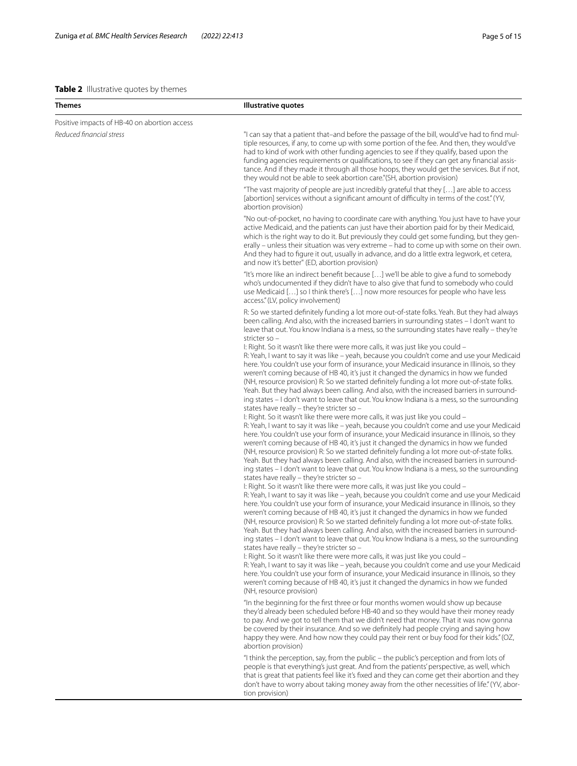**Table 2** Illustrative quotes by themes

| Themes | Illustrative quotes |
| --- | --- |
| Positive impacts of HB-40 on abortion access | |
| *Reduced financial stress* | "I can say that a patient that–and before the passage of the bill, would've had to find multiple resources, if any, to come up with some portion of the fee. And then, they would've had to kind of work with other funding agencies to see if they qualify, based upon the funding agencies requirements or qualifications, to see if they can get any financial assistance. And if they made it through all those hoops, they would get the services. But if not, they would not be able to seek abortion care."(SH, abortion provision) |
| | "The vast majority of people are just incredibly grateful that they […] are able to access [abortion] services without a significant amount of difficulty in terms of the cost." (YV, abortion provision) |
| | "No out-of-pocket, no having to coordinate care with anything. You just have to have your active Medicaid, and the patients can just have their abortion paid for by their Medicaid, which is the right way to do it. But previously they could get some funding, but they generally – unless their situation was very extreme – had to come up with some on their own. And they had to figure it out, usually in advance, and do a little extra legwork, et cetera, and now it's better" (ED, abortion provision) |
| | "It's more like an indirect benefit because […] we'll be able to give a fund to somebody who's undocumented if they didn't have to also give that fund to somebody who could use Medicaid […] so I think there's […] now more resources for people who have less access." (LV, policy involvement) |
| | R: So we started definitely funding a lot more out-of-state folks. Yeah. But they had always been calling. And also, with the increased barriers in surrounding states – I don't want to leave that out. You know Indiana is a mess, so the surrounding states have really – they're stricter so – I: Right. So it wasn't like there were more calls, it was just like you could – R: Yeah, I want to say it was like – yeah, because you couldn't come and use your Medicaid here. You couldn't use your form of insurance, your Medicaid insurance in Illinois, so they weren't coming because of HB 40, it's just it changed the dynamics in how we funded (NH, resource provision) R: So we started definitely funding a lot more out-of-state folks. Yeah. But they had always been calling. And also, with the increased barriers in surrounding states – I don't want to leave that out. You know Indiana is a mess, so the surrounding states have really – they're stricter so – I: Right. So it wasn't like there were more calls, it was just like you could – R: Yeah, I want to say it was like – yeah, because you couldn't come and use your Medicaid here. You couldn't use your form of insurance, your Medicaid insurance in Illinois, so they weren't coming because of HB 40, it's just it changed the dynamics in how we funded (NH, resource provision) R: So we started definitely funding a lot more out-of-state folks. Yeah. But they had always been calling. And also, with the increased barriers in surrounding states – I don't want to leave that out. You know Indiana is a mess, so the surrounding states have really – they're stricter so – I: Right. So it wasn't like there were more calls, it was just like you could – R: Yeah, I want to say it was like – yeah, because you couldn't come and use your Medicaid here. You couldn't use your form of insurance, your Medicaid insurance in Illinois, so they weren't coming because of HB 40, it's just it changed the dynamics in how we funded (NH, resource provision) R: So we started definitely funding a lot more out-of-state folks. Yeah. But they had always been calling. And also, with the increased barriers in surrounding states – I don't want to leave that out. You know Indiana is a mess, so the surrounding states have really – they're stricter so – I: Right. So it wasn't like there were more calls, it was just like you could – R: Yeah, I want to say it was like – yeah, because you couldn't come and use your Medicaid here. You couldn't use your form of insurance, your Medicaid insurance in Illinois, so they weren't coming because of HB 40, it's just it changed the dynamics in how we funded (NH, resource provision) |
| | "In the beginning for the first three or four months women would show up because they'd already been scheduled before HB-40 and so they would have their money ready to pay. And we got to tell them that we didn't need that money. That it was now gonna be covered by their insurance. And so we definitely had people crying and saying how happy they were. And how now they could pay their rent or buy food for their kids." (OZ, abortion provision) |
| | "I think the perception, say, from the public – the public's perception and from lots of people is that everything's just great. And from the patients' perspective, as well, which that is great that patients feel like it's fixed and they can come get their abortion and they don't have to worry about taking money away from the other necessities of life." (YV, abortion provision) |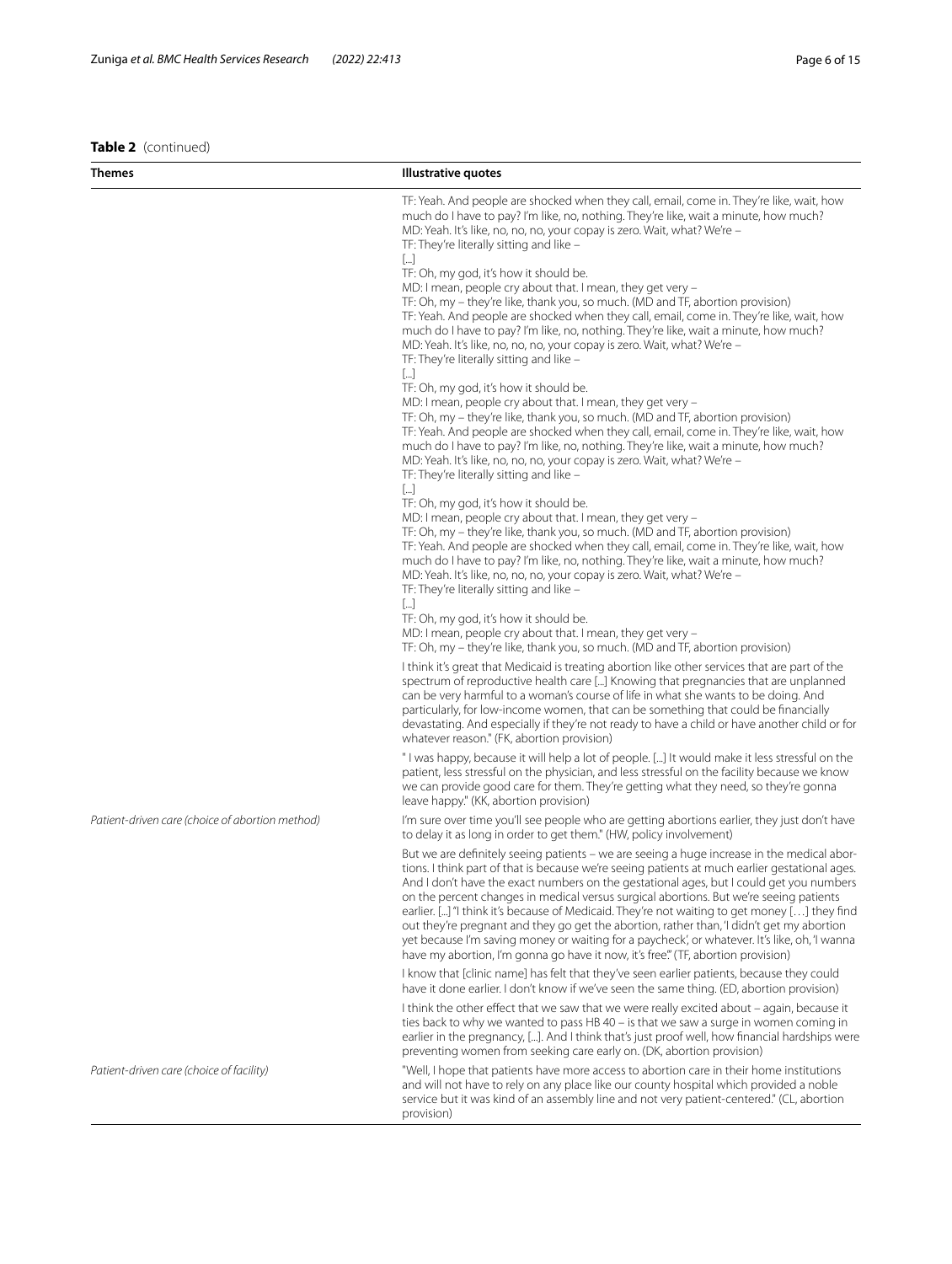**Table 2** (continued)

| Themes | Illustrative quotes |
|---|---|
| | TF: Yeah. And people are shocked when they call, email, come in. They're like, wait, how much do I have to pay? I'm like, no, nothing. They're like, wait a minute, how much? MD: Yeah. It's like, no, no, no, your copay is zero. Wait, what? We're – TF: They're literally sitting and like – [...] TF: Oh, my god, it's how it should be. MD: I mean, people cry about that. I mean, they get very – TF: Oh, my – they're like, thank you, so much. (MD and TF, abortion provision) TF: Yeah. And people are shocked when they call, email, come in. They're like, wait, how much do I have to pay? I'm like, no, nothing. They're like, wait a minute, how much? MD: Yeah. It's like, no, no, no, your copay is zero. Wait, what? We're – TF: They're literally sitting and like – [...] TF: Oh, my god, it's how it should be. MD: I mean, people cry about that. I mean, they get very – TF: Oh, my – they're like, thank you, so much. (MD and TF, abortion provision) TF: Yeah. And people are shocked when they call, email, come in. They're like, wait, how much do I have to pay? I'm like, no, nothing. They're like, wait a minute, how much? MD: Yeah. It's like, no, no, no, your copay is zero. Wait, what? We're – TF: They're literally sitting and like – [...] TF: Oh, my god, it's how it should be. MD: I mean, people cry about that. I mean, they get very – TF: Oh, my – they're like, thank you, so much. (MD and TF, abortion provision) TF: Yeah. And people are shocked when they call, email, come in. They're like, wait, how much do I have to pay? I'm like, no, nothing. They're like, wait a minute, how much? MD: Yeah. It's like, no, no, no, your copay is zero. Wait, what? We're – TF: They're literally sitting and like – [...] TF: Oh, my god, it's how it should be. MD: I mean, people cry about that. I mean, they get very – TF: Oh, my – they're like, thank you, so much. (MD and TF, abortion provision) |
| | I think it's great that Medicaid is treating abortion like other services that are part of the spectrum of reproductive health care [...] Knowing that pregnancies that are unplanned can be very harmful to a woman's course of life in what she wants to be doing. And particularly, for low-income women, that can be something that could be financially devastating. And especially if they're not ready to have a child or have another child or for whatever reason." (FK, abortion provision) |
| | " I was happy, because it will help a lot of people. [...] It would make it less stressful on the patient, less stressful on the physician, and less stressful on the facility because we know we can provide good care for them. They're getting what they need, so they're gonna leave happy." (KK, abortion provision) |
| *Patient-driven care (choice of abortion method)* | I'm sure over time you'll see people who are getting abortions earlier, they just don't have to delay it as long in order to get them." (HW, policy involvement) |
| | But we are definitely seeing patients – we are seeing a huge increase in the medical abortions. I think part of that is because we're seeing patients at much earlier gestational ages. And I don't have the exact numbers on the gestational ages, but I could get you numbers on the percent changes in medical versus surgical abortions. But we're seeing patients earlier. [...] "I think it's because of Medicaid. They're not waiting to get money […] they find out they're pregnant and they go get the abortion, rather than, 'I didn't get my abortion yet because I'm saving money or waiting for a paycheck', or whatever. It's like, oh, 'I wanna have my abortion, I'm gonna go have it now, it's free.'" (TF, abortion provision) |
| | I know that [clinic name] has felt that they've seen earlier patients, because they could have it done earlier. I don't know if we've seen the same thing. (ED, abortion provision) |
| | I think the other effect that we saw that we were really excited about – again, because it ties back to why we wanted to pass HB 40 – is that we saw a surge in women coming in earlier in the pregnancy, [...]. And I think that's just proof well, how financial hardships were preventing women from seeking care early on. (DK, abortion provision) |
| *Patient-driven care (choice of facility)* | "Well, I hope that patients have more access to abortion care in their home institutions and will not have to rely on any place like our county hospital which provided a noble service but it was kind of an assembly line and not very patient-centered." (CL, abortion provision) |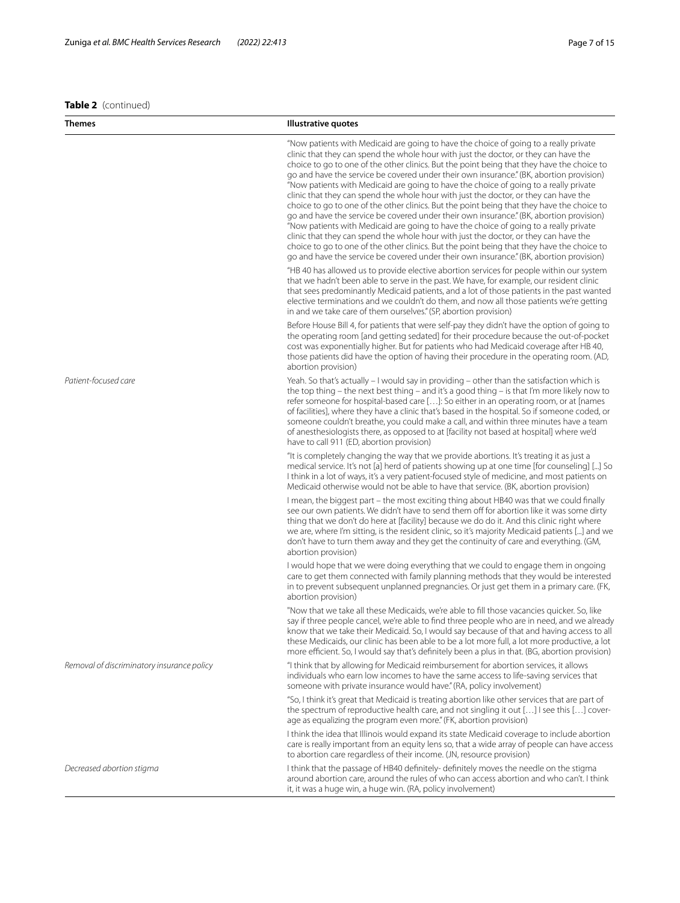**Table 2** (continued)

| Themes | Illustrative quotes |
| --- | --- |
| | "Now patients with Medicaid are going to have the choice of going to a really private clinic that they can spend the whole hour with just the doctor, or they can have the choice to go to one of the other clinics. But the point being that they have the choice to go and have the service be covered under their own insurance." (BK, abortion provision) "Now patients with Medicaid are going to have the choice of going to a really private clinic that they can spend the whole hour with just the doctor, or they can have the choice to go to one of the other clinics. But the point being that they have the choice to go and have the service be covered under their own insurance." (BK, abortion provision) "Now patients with Medicaid are going to have the choice of going to a really private clinic that they can spend the whole hour with just the doctor, or they can have the choice to go to one of the other clinics. But the point being that they have the choice to go and have the service be covered under their own insurance." (BK, abortion provision) |
| | "HB 40 has allowed us to provide elective abortion services for people within our system that we hadn't been able to serve in the past. We have, for example, our resident clinic that sees predominantly Medicaid patients, and a lot of those patients in the past wanted elective terminations and we couldn't do them, and now all those patients we're getting in and we take care of them ourselves." (SP, abortion provision) |
| | Before House Bill 4, for patients that were self-pay they didn't have the option of going to the operating room [and getting sedated] for their procedure because the out-of-pocket cost was exponentially higher. But for patients who had Medicaid coverage after HB 40, those patients did have the option of having their procedure in the operating room. (AD, abortion provision) |
| *Patient-focused care* | Yeah. So that's actually – I would say in providing – other than the satisfaction which is the top thing – the next best thing – and it's a good thing – is that I'm more likely now to refer someone for hospital-based care […]: So either in an operating room, or at [names of facilities], where they have a clinic that's based in the hospital. So if someone coded, or someone couldn't breathe, you could make a call, and within three minutes have a team of anesthesiologists there, as opposed to at [facility not based at hospital] where we'd have to call 911 (ED, abortion provision) |
| | "It is completely changing the way that we provide abortions. It's treating it as just a medical service. It's not [a] herd of patients showing up at one time [for counseling] [...] So I think in a lot of ways, it's a very patient-focused style of medicine, and most patients on Medicaid otherwise would not be able to have that service. (BK, abortion provision) |
| | I mean, the biggest part – the most exciting thing about HB40 was that we could finally see our own patients. We didn't have to send them off for abortion like it was some dirty thing that we don't do here at [facility] because we do do it. And this clinic right where we are, where I'm sitting, is the resident clinic, so it's majority Medicaid patients [...] and we don't have to turn them away and they get the continuity of care and everything. (GM, abortion provision) |
| | I would hope that we were doing everything that we could to engage them in ongoing care to get them connected with family planning methods that they would be interested in to prevent subsequent unplanned pregnancies. Or just get them in a primary care. (FK, abortion provision) |
| | "Now that we take all these Medicaids, we're able to fill those vacancies quicker. So, like say if three people cancel, we're able to find three people who are in need, and we already know that we take their Medicaid. So, I would say because of that and having access to all these Medicaids, our clinic has been able to be a lot more full, a lot more productive, a lot more efficient. So, I would say that's definitely been a plus in that. (BG, abortion provision) |
| *Removal of discriminatory insurance policy* | "I think that by allowing for Medicaid reimbursement for abortion services, it allows individuals who earn low incomes to have the same access to life-saving services that someone with private insurance would have." (RA, policy involvement) |
| | "So, I think it's great that Medicaid is treating abortion like other services that are part of the spectrum of reproductive health care, and not singling it out […] I see this […] coverage as equalizing the program even more." (FK, abortion provision) |
| | I think the idea that Illinois would expand its state Medicaid coverage to include abortion care is really important from an equity lens so, that a wide array of people can have access to abortion care regardless of their income. (JN, resource provision) |
| *Decreased abortion stigma* | I think that the passage of HB40 definitely- definitely moves the needle on the stigma around abortion care, around the rules of who can access abortion and who can't. I think it, it was a huge win, a huge win. (RA, policy involvement) |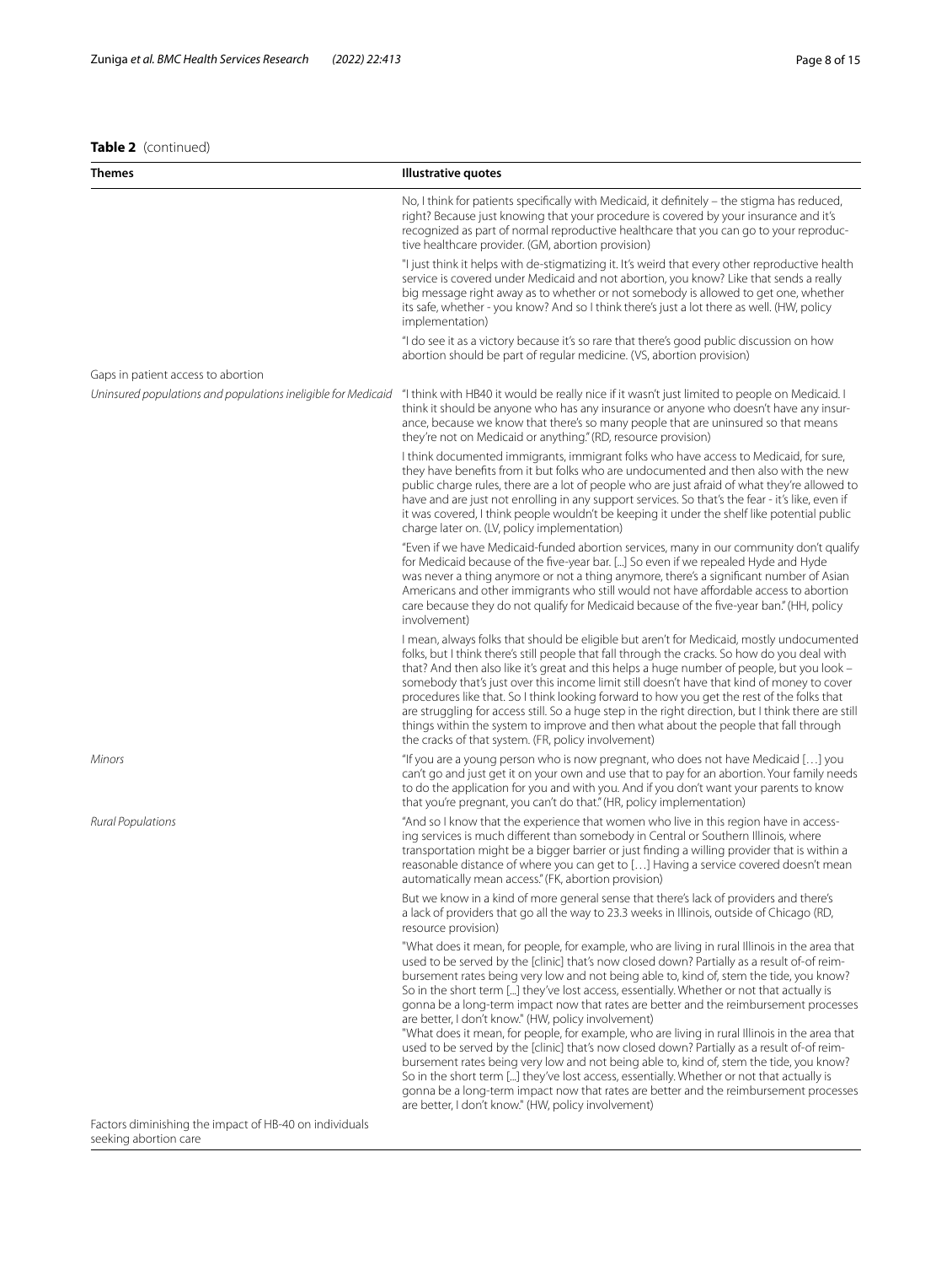**Table 2** (continued)

| Themes | Illustrative quotes |
|---|---|
| | No, I think for patients specifically with Medicaid, it definitely – the stigma has reduced, right? Because just knowing that your procedure is covered by your insurance and it's recognized as part of normal reproductive healthcare that you can go to your reproductive healthcare provider. (GM, abortion provision) |
| | "I just think it helps with de-stigmatizing it. It's weird that every other reproductive health service is covered under Medicaid and not abortion, you know? Like that sends a really big message right away as to whether or not somebody is allowed to get one, whether its safe, whether - you know? And so I think there's just a lot there as well. (HW, policy implementation) |
| | "I do see it as a victory because it's so rare that there's good public discussion on how abortion should be part of regular medicine. (VS, abortion provision) |
| Gaps in patient access to abortion | |
| *Uninsured populations and populations ineligible for Medicaid* | "I think with HB40 it would be really nice if it wasn't just limited to people on Medicaid. I think it should be anyone who has any insurance or anyone who doesn't have any insurance, because we know that there's so many people that are uninsured so that means they're not on Medicaid or anything." (RD, resource provision) |
| | I think documented immigrants, immigrant folks who have access to Medicaid, for sure, they have benefits from it but folks who are undocumented and then also with the new public charge rules, there are a lot of people who are just afraid of what they're allowed to have and are just not enrolling in any support services. So that's the fear - it's like, even if it was covered, I think people wouldn't be keeping it under the shelf like potential public charge later on. (LV, policy implementation) |
| | "Even if we have Medicaid-funded abortion services, many in our community don't qualify for Medicaid because of the five-year bar. [...] So even if we repealed Hyde and Hyde was never a thing anymore or not a thing anymore, there's a significant number of Asian Americans and other immigrants who still would not have affordable access to abortion care because they do not qualify for Medicaid because of the five-year ban." (HH, policy involvement) |
| | I mean, always folks that should be eligible but aren't for Medicaid, mostly undocumented folks, but I think there's still people that fall through the cracks. So how do you deal with that? And then also like it's great and this helps a huge number of people, but you look – somebody that's just over this income limit still doesn't have that kind of money to cover procedures like that. So I think looking forward to how you get the rest of the folks that are struggling for access still. So a huge step in the right direction, but I think there are still things within the system to improve and then what about the people that fall through the cracks of that system. (FR, policy involvement) |
| *Minors* | "If you are a young person who is now pregnant, who does not have Medicaid […] you can't go and just get it on your own and use that to pay for an abortion. Your family needs to do the application for you and with you. And if you don't want your parents to know that you're pregnant, you can't do that." (HR, policy implementation) |
| *Rural Populations* | "And so I know that the experience that women who live in this region have in accessing services is much different than somebody in Central or Southern Illinois, where transportation might be a bigger barrier or just finding a willing provider that is within a reasonable distance of where you can get to […] Having a service covered doesn't mean automatically mean access." (FK, abortion provision) |
| | But we know in a kind of more general sense that there's lack of providers and there's a lack of providers that go all the way to 23.3 weeks in Illinois, outside of Chicago (RD, resource provision) |
| | "What does it mean, for people, for example, who are living in rural Illinois in the area that used to be served by the [clinic] that's now closed down? Partially as a result of-of reimbursement rates being very low and not being able to, kind of, stem the tide, you know? So in the short term [...] they've lost access, essentially. Whether or not that actually is gonna be a long-term impact now that rates are better and the reimbursement processes are better, I don't know." (HW, policy involvement)<br>"What does it mean, for people, for example, who are living in rural Illinois in the area that used to be served by the [clinic] that's now closed down? Partially as a result of-of reimbursement rates being very low and not being able to, kind of, stem the tide, you know? So in the short term [...] they've lost access, essentially. Whether or not that actually is gonna be a long-term impact now that rates are better and the reimbursement processes are better, I don't know." (HW, policy involvement) |
| Factors diminishing the impact of HB-40 on individuals seeking abortion care | |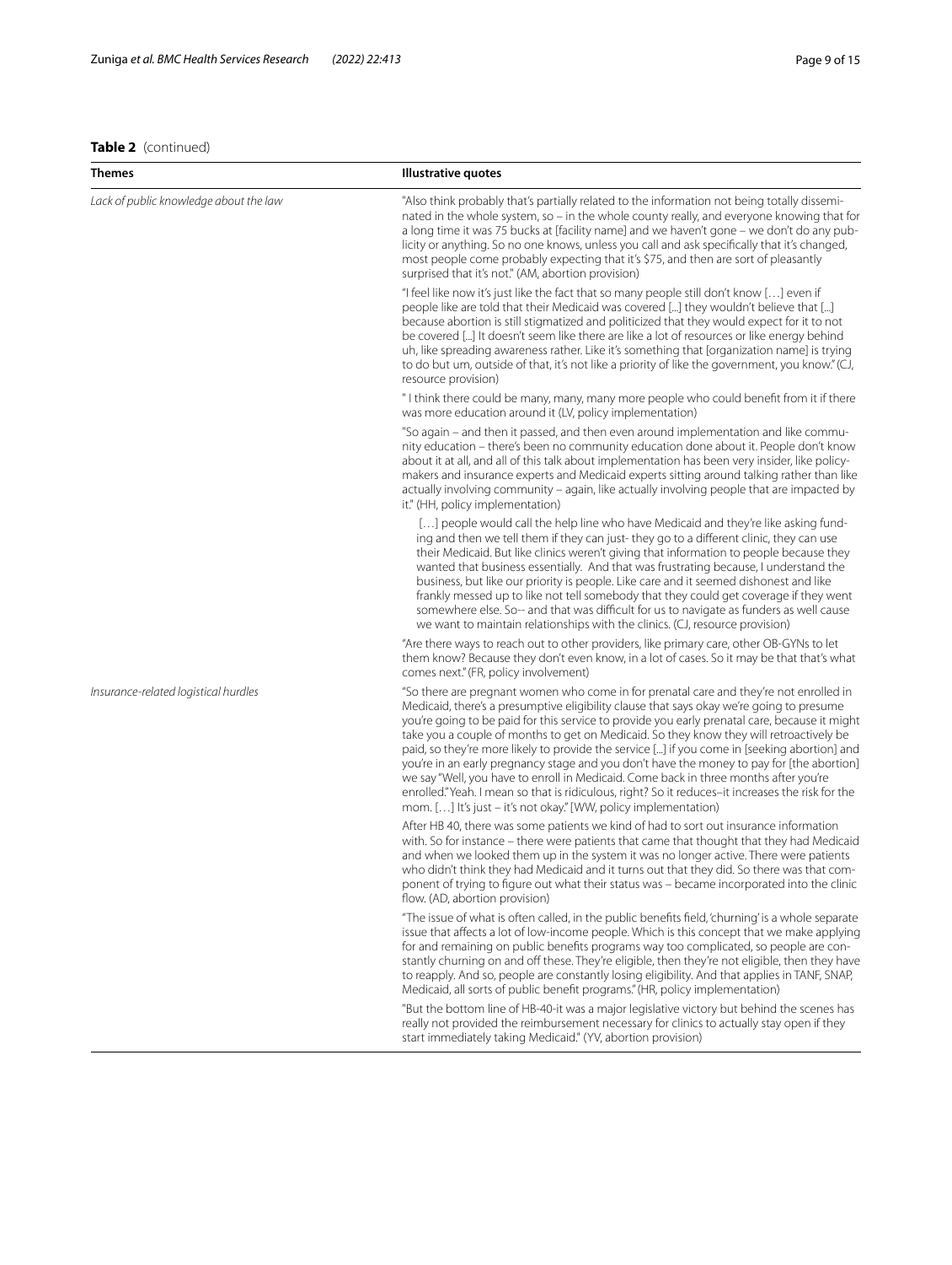**Table 2** (continued)

| Themes | Illustrative quotes |
| --- | --- |
| *Lack of public knowledge about the law* | "Also think probably that's partially related to the information not being totally disseminated in the whole system, so – in the whole county really, and everyone knowing that for a long time it was 75 bucks at [facility name] and we haven't gone – we don't do any publicity or anything. So no one knows, unless you call and ask specifically that it's changed, most people come probably expecting that it's $75, and then are sort of pleasantly surprised that it's not." (AM, abortion provision) |
| | "I feel like now it's just like the fact that so many people still don't know […] even if people like are told that their Medicaid was covered [...] they wouldn't believe that [...] because abortion is still stigmatized and politicized that they would expect for it to not be covered [...] It doesn't seem like there are like a lot of resources or like energy behind uh, like spreading awareness rather. Like it's something that [organization name] is trying to do but um, outside of that, it's not like a priority of like the government, you know." (CJ, resource provision) |
| | " I think there could be many, many, many more people who could benefit from it if there was more education around it (LV, policy implementation) |
| | "So again – and then it passed, and then even around implementation and like community education – there's been no community education done about it. People don't know about it at all, and all of this talk about implementation has been very insider, like policymakers and insurance experts and Medicaid experts sitting around talking rather than like actually involving community – again, like actually involving people that are impacted by it." (HH, policy implementation) |
| | […] people would call the help line who have Medicaid and they're like asking funding and then we tell them if they can just- they go to a different clinic, they can use their Medicaid. But like clinics weren't giving that information to people because they wanted that business essentially. And that was frustrating because, I understand the business, but like our priority is people. Like care and it seemed dishonest and like frankly messed up to like not tell somebody that they could get coverage if they went somewhere else. So-- and that was difficult for us to navigate as funders as well cause we want to maintain relationships with the clinics. (CJ, resource provision) |
| | "Are there ways to reach out to other providers, like primary care, other OB-GYNs to let them know? Because they don't even know, in a lot of cases. So it may be that that's what comes next." (FR, policy involvement) |
| *Insurance-related logistical hurdles* | "So there are pregnant women who come in for prenatal care and they're not enrolled in Medicaid, there's a presumptive eligibility clause that says okay we're going to presume you're going to be paid for this service to provide you early prenatal care, because it might take you a couple of months to get on Medicaid. So they know they will retroactively be paid, so they're more likely to provide the service [...] if you come in [seeking abortion] and you're in an early pregnancy stage and you don't have the money to pay for [the abortion] we say "Well, you have to enroll in Medicaid. Come back in three months after you're enrolled." Yeah. I mean so that is ridiculous, right? So it reduces–it increases the risk for the mom. […] It's just – it's not okay." [WW, policy implementation) |
| | After HB 40, there was some patients we kind of had to sort out insurance information with. So for instance – there were patients that came that thought that they had Medicaid and when we looked them up in the system it was no longer active. There were patients who didn't think they had Medicaid and it turns out that they did. So there was that component of trying to figure out what their status was – became incorporated into the clinic flow. (AD, abortion provision) |
| | "The issue of what is often called, in the public benefits field, 'churning' is a whole separate issue that affects a lot of low-income people. Which is this concept that we make applying for and remaining on public benefits programs way too complicated, so people are constantly churning on and off these. They're eligible, then they're not eligible, then they have to reapply. And so, people are constantly losing eligibility. And that applies in TANF, SNAP, Medicaid, all sorts of public benefit programs." (HR, policy implementation) |
| | "But the bottom line of HB-40-it was a major legislative victory but behind the scenes has really not provided the reimbursement necessary for clinics to actually stay open if they start immediately taking Medicaid." (YV, abortion provision) |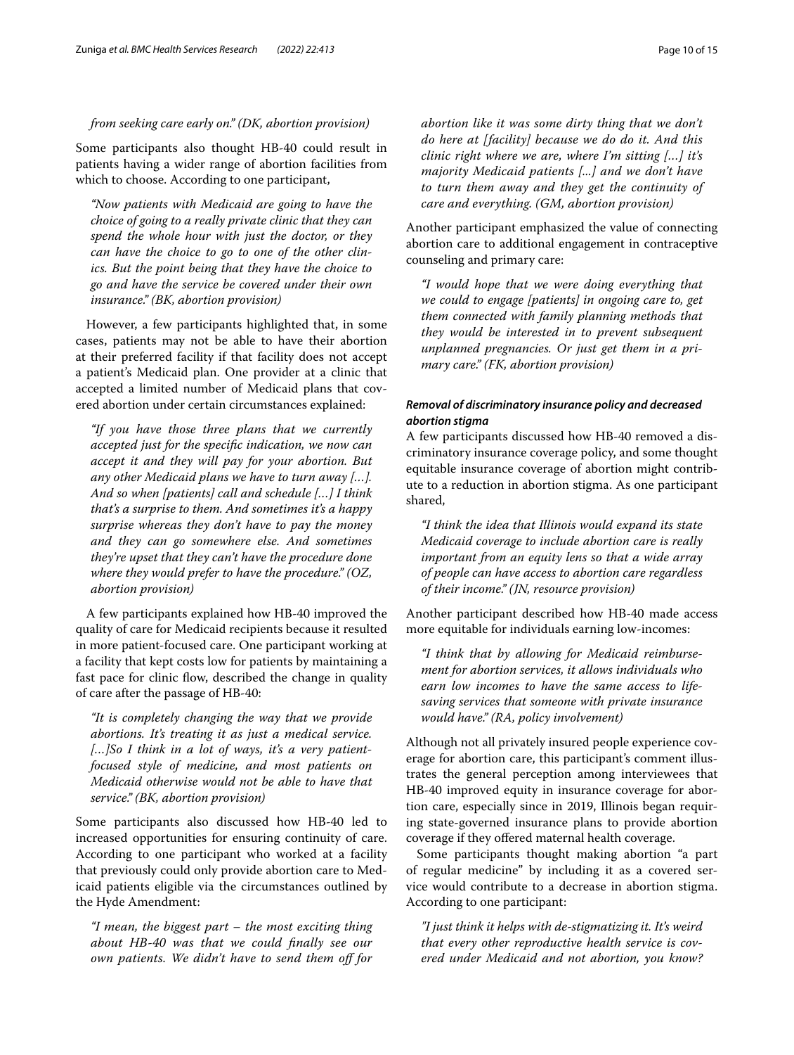*from seeking care early on." (DK, abortion provision)*

Some participants also thought HB-40 could result in patients having a wider range of abortion facilities from which to choose. According to one participant,

> *"Now patients with Medicaid are going to have the choice of going to a really private clinic that they can spend the whole hour with just the doctor, or they can have the choice to go to one of the other clinics. But the point being that they have the choice to go and have the service be covered under their own insurance." (BK, abortion provision)*

However, a few participants highlighted that, in some cases, patients may not be able to have their abortion at their preferred facility if that facility does not accept a patient's Medicaid plan. One provider at a clinic that accepted a limited number of Medicaid plans that covered abortion under certain circumstances explained:

> *"If you have those three plans that we currently accepted just for the specific indication, we now can accept it and they will pay for your abortion. But any other Medicaid plans we have to turn away […]. And so when [patients] call and schedule […] I think that's a surprise to them. And sometimes it's a happy surprise whereas they don't have to pay the money and they can go somewhere else. And sometimes they're upset that they can't have the procedure done where they would prefer to have the procedure." (OZ, abortion provision)*

A few participants explained how HB-40 improved the quality of care for Medicaid recipients because it resulted in more patient-focused care. One participant working at a facility that kept costs low for patients by maintaining a fast pace for clinic flow, described the change in quality of care after the passage of HB-40:

> *"It is completely changing the way that we provide abortions. It's treating it as just a medical service. […]So I think in a lot of ways, it's a very patient-focused style of medicine, and most patients on Medicaid otherwise would not be able to have that service." (BK, abortion provision)*

Some participants also discussed how HB-40 led to increased opportunities for ensuring continuity of care. According to one participant who worked at a facility that previously could only provide abortion care to Medicaid patients eligible via the circumstances outlined by the Hyde Amendment:

> *"I mean, the biggest part – the most exciting thing about HB-40 was that we could finally see our own patients. We didn't have to send them off for abortion like it was some dirty thing that we don't do here at [facility] because we do do it. And this clinic right where we are, where I'm sitting […] it's majority Medicaid patients [...] and we don't have to turn them away and they get the continuity of care and everything. (GM, abortion provision)*

Another participant emphasized the value of connecting abortion care to additional engagement in contraceptive counseling and primary care:

> *"I would hope that we were doing everything that we could to engage [patients] in ongoing care to, get them connected with family planning methods that they would be interested in to prevent subsequent unplanned pregnancies. Or just get them in a primary care." (FK, abortion provision)*

#### Removal of discriminatory insurance policy and decreased abortion stigma

A few participants discussed how HB-40 removed a discriminatory insurance coverage policy, and some thought equitable insurance coverage of abortion might contribute to a reduction in abortion stigma. As one participant shared,

> *"I think the idea that Illinois would expand its state Medicaid coverage to include abortion care is really important from an equity lens so that a wide array of people can have access to abortion care regardless of their income." (JN, resource provision)*

Another participant described how HB-40 made access more equitable for individuals earning low-incomes:

> *"I think that by allowing for Medicaid reimbursement for abortion services, it allows individuals who earn low incomes to have the same access to lifesaving services that someone with private insurance would have." (RA, policy involvement)*

Although not all privately insured people experience coverage for abortion care, this participant's comment illustrates the general perception among interviewees that HB-40 improved equity in insurance coverage for abortion care, especially since in 2019, Illinois began requiring state-governed insurance plans to provide abortion coverage if they offered maternal health coverage.

Some participants thought making abortion "a part of regular medicine" by including it as a covered service would contribute to a decrease in abortion stigma. According to one participant:

> *"I just think it helps with de-stigmatizing it. It's weird that every other reproductive health service is covered under Medicaid and not abortion, you know?*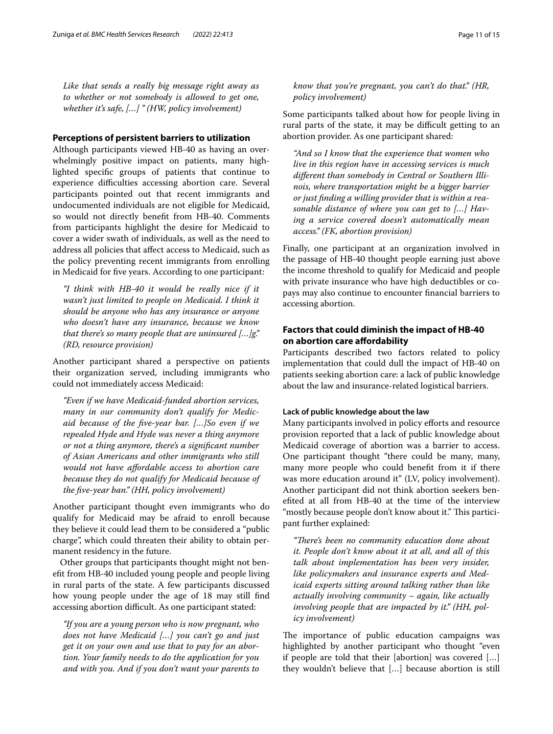*Like that sends a really big message right away as to whether or not somebody is allowed to get one, whether it's safe, […] " (HW, policy involvement)*

## Perceptions of persistent barriers to utilization

Although participants viewed HB-40 as having an overwhelmingly positive impact on patients, many highlighted specific groups of patients that continue to experience difficulties accessing abortion care. Several participants pointed out that recent immigrants and undocumented individuals are not eligible for Medicaid, so would not directly benefit from HB-40. Comments from participants highlight the desire for Medicaid to cover a wider swath of individuals, as well as the need to address all policies that affect access to Medicaid, such as the policy preventing recent immigrants from enrolling in Medicaid for five years. According to one participant:

> *"I think with HB-40 it would be really nice if it wasn't just limited to people on Medicaid. I think it should be anyone who has any insurance or anyone who doesn't have any insurance, because we know that there's so many people that are uninsured […]g." (RD, resource provision)*

Another participant shared a perspective on patients their organization served, including immigrants who could not immediately access Medicaid:

> *"Even if we have Medicaid-funded abortion services, many in our community don't qualify for Medicaid because of the five-year bar. […]So even if we repealed Hyde and Hyde was never a thing anymore or not a thing anymore, there's a significant number of Asian Americans and other immigrants who still would not have affordable access to abortion care because they do not qualify for Medicaid because of the five-year ban." (HH, policy involvement)*

Another participant thought even immigrants who do qualify for Medicaid may be afraid to enroll because they believe it could lead them to be considered a "public charge", which could threaten their ability to obtain permanent residency in the future.

Other groups that participants thought might not benefit from HB-40 included young people and people living in rural parts of the state. A few participants discussed how young people under the age of 18 may still find accessing abortion difficult. As one participant stated:

> *"If you are a young person who is now pregnant, who does not have Medicaid […] you can't go and just get it on your own and use that to pay for an abortion. Your family needs to do the application for you and with you. And if you don't want your parents to know that you're pregnant, you can't do that." (HR, policy involvement)*

Some participants talked about how for people living in rural parts of the state, it may be difficult getting to an abortion provider. As one participant shared:

> *"And so I know that the experience that women who live in this region have in accessing services is much different than somebody in Central or Southern Illinois, where transportation might be a bigger barrier or just finding a willing provider that is within a reasonable distance of where you can get to […] Having a service covered doesn't automatically mean access." (FK, abortion provision)*

Finally, one participant at an organization involved in the passage of HB-40 thought people earning just above the income threshold to qualify for Medicaid and people with private insurance who have high deductibles or co-pays may also continue to encounter financial barriers to accessing abortion.

## Factors that could diminish the impact of HB-40 on abortion care affordability

Participants described two factors related to policy implementation that could dull the impact of HB-40 on patients seeking abortion care: a lack of public knowledge about the law and insurance-related logistical barriers.

### Lack of public knowledge about the law

Many participants involved in policy efforts and resource provision reported that a lack of public knowledge about Medicaid coverage of abortion was a barrier to access. One participant thought "there could be many, many, many more people who could benefit from it if there was more education around it" (LV, policy involvement). Another participant did not think abortion seekers benefited at all from HB-40 at the time of the interview "mostly because people don't know about it." This participant further explained:

> *"There's been no community education done about it. People don't know about it at all, and all of this talk about implementation has been very insider, like policymakers and insurance experts and Medicaid experts sitting around talking rather than like actually involving community – again, like actually involving people that are impacted by it." (HH, policy involvement)*

The importance of public education campaigns was highlighted by another participant who thought "even if people are told that their [abortion] was covered […] they wouldn't believe that […] because abortion is still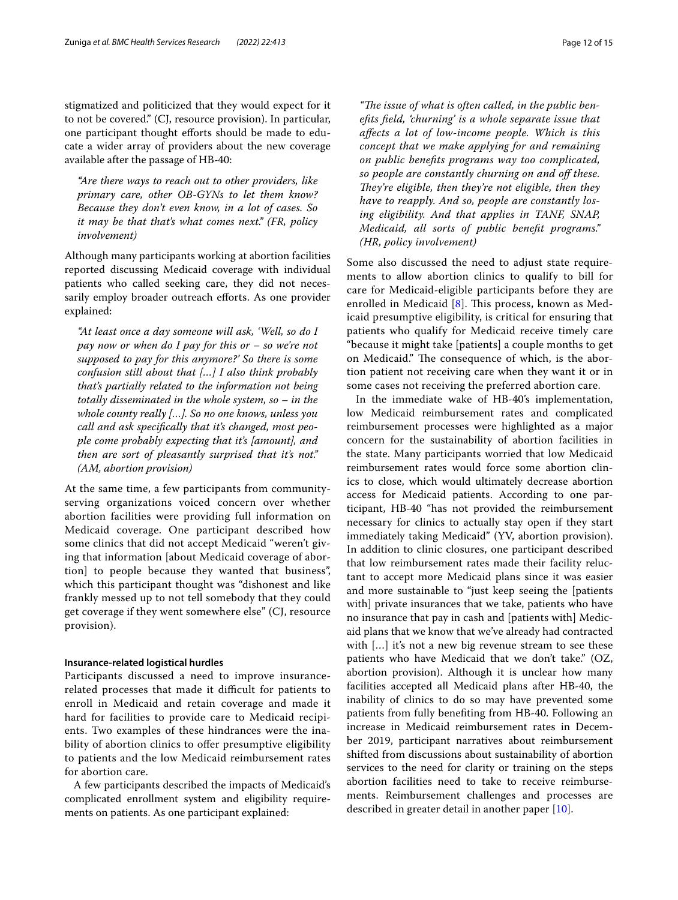stigmatized and politicized that they would expect for it to not be covered." (CJ, resource provision). In particular, one participant thought efforts should be made to educate a wider array of providers about the new coverage available after the passage of HB-40:

> *"Are there ways to reach out to other providers, like primary care, other OB-GYNs to let them know? Because they don't even know, in a lot of cases. So it may be that that's what comes next." (FR, policy involvement)*

Although many participants working at abortion facilities reported discussing Medicaid coverage with individual patients who called seeking care, they did not necessarily employ broader outreach efforts. As one provider explained:

> *"At least once a day someone will ask, 'Well, so do I pay now or when do I pay for this or – so we're not supposed to pay for this anymore?' So there is some confusion still about that [...] I also think probably that's partially related to the information not being totally disseminated in the whole system, so – in the whole county really [...]. So no one knows, unless you call and ask specifically that it's changed, most people come probably expecting that it's [amount], and then are sort of pleasantly surprised that it's not." (AM, abortion provision)*

At the same time, a few participants from community-serving organizations voiced concern over whether abortion facilities were providing full information on Medicaid coverage. One participant described how some clinics that did not accept Medicaid "weren't giving that information [about Medicaid coverage of abortion] to people because they wanted that business", which this participant thought was "dishonest and like frankly messed up to not tell somebody that they could get coverage if they went somewhere else" (CJ, resource provision).

#### Insurance-related logistical hurdles

Participants discussed a need to improve insurance-related processes that made it difficult for patients to enroll in Medicaid and retain coverage and made it hard for facilities to provide care to Medicaid recipients. Two examples of these hindrances were the inability of abortion clinics to offer presumptive eligibility to patients and the low Medicaid reimbursement rates for abortion care.

A few participants described the impacts of Medicaid's complicated enrollment system and eligibility requirements on patients. As one participant explained:

> *"The issue of what is often called, in the public benefits field, 'churning' is a whole separate issue that affects a lot of low-income people. Which is this concept that we make applying for and remaining on public benefits programs way too complicated, so people are constantly churning on and off these. They're eligible, then they're not eligible, then they have to reapply. And so, people are constantly losing eligibility. And that applies in TANF, SNAP, Medicaid, all sorts of public benefit programs." (HR, policy involvement)*

Some also discussed the need to adjust state requirements to allow abortion clinics to qualify to bill for care for Medicaid-eligible participants before they are enrolled in Medicaid [8]. This process, known as Medicaid presumptive eligibility, is critical for ensuring that patients who qualify for Medicaid receive timely care "because it might take [patients] a couple months to get on Medicaid." The consequence of which, is the abortion patient not receiving care when they want it or in some cases not receiving the preferred abortion care.

In the immediate wake of HB-40's implementation, low Medicaid reimbursement rates and complicated reimbursement processes were highlighted as a major concern for the sustainability of abortion facilities in the state. Many participants worried that low Medicaid reimbursement rates would force some abortion clinics to close, which would ultimately decrease abortion access for Medicaid patients. According to one participant, HB-40 "has not provided the reimbursement necessary for clinics to actually stay open if they start immediately taking Medicaid" (YV, abortion provision). In addition to clinic closures, one participant described that low reimbursement rates made their facility reluctant to accept more Medicaid plans since it was easier and more sustainable to "just keep seeing the [patients with] private insurances that we take, patients who have no insurance that pay in cash and [patients with] Medicaid plans that we know that we've already had contracted with [...] it's not a new big revenue stream to see these patients who have Medicaid that we don't take." (OZ, abortion provision). Although it is unclear how many facilities accepted all Medicaid plans after HB-40, the inability of clinics to do so may have prevented some patients from fully benefiting from HB-40. Following an increase in Medicaid reimbursement rates in December 2019, participant narratives about reimbursement shifted from discussions about sustainability of abortion services to the need for clarity or training on the steps abortion facilities need to take to receive reimbursements. Reimbursement challenges and processes are described in greater detail in another paper [10].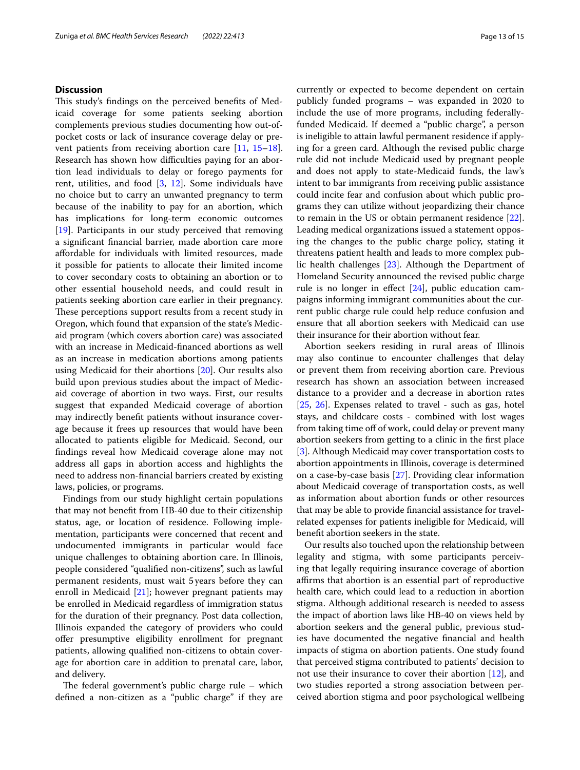## Discussion

This study's findings on the perceived benefits of Medicaid coverage for some patients seeking abortion complements previous studies documenting how out-of-pocket costs or lack of insurance coverage delay or prevent patients from receiving abortion care [11, 15–18]. Research has shown how difficulties paying for an abortion lead individuals to delay or forego payments for rent, utilities, and food [3, 12]. Some individuals have no choice but to carry an unwanted pregnancy to term because of the inability to pay for an abortion, which has implications for long-term economic outcomes [19]. Participants in our study perceived that removing a significant financial barrier, made abortion care more affordable for individuals with limited resources, made it possible for patients to allocate their limited income to cover secondary costs to obtaining an abortion or to other essential household needs, and could result in patients seeking abortion care earlier in their pregnancy. These perceptions support results from a recent study in Oregon, which found that expansion of the state's Medicaid program (which covers abortion care) was associated with an increase in Medicaid-financed abortions as well as an increase in medication abortions among patients using Medicaid for their abortions [20]. Our results also build upon previous studies about the impact of Medicaid coverage of abortion in two ways. First, our results suggest that expanded Medicaid coverage of abortion may indirectly benefit patients without insurance coverage because it frees up resources that would have been allocated to patients eligible for Medicaid. Second, our findings reveal how Medicaid coverage alone may not address all gaps in abortion access and highlights the need to address non-financial barriers created by existing laws, policies, or programs.

Findings from our study highlight certain populations that may not benefit from HB-40 due to their citizenship status, age, or location of residence. Following implementation, participants were concerned that recent and undocumented immigrants in particular would face unique challenges to obtaining abortion care. In Illinois, people considered "qualified non-citizens", such as lawful permanent residents, must wait 5 years before they can enroll in Medicaid [21]; however pregnant patients may be enrolled in Medicaid regardless of immigration status for the duration of their pregnancy. Post data collection, Illinois expanded the category of providers who could offer presumptive eligibility enrollment for pregnant patients, allowing qualified non-citizens to obtain coverage for abortion care in addition to prenatal care, labor, and delivery.

The federal government's public charge rule – which defined a non-citizen as a "public charge" if they are currently or expected to become dependent on certain publicly funded programs – was expanded in 2020 to include the use of more programs, including federally-funded Medicaid. If deemed a "public charge", a person is ineligible to attain lawful permanent residence if applying for a green card. Although the revised public charge rule did not include Medicaid used by pregnant people and does not apply to state-Medicaid funds, the law's intent to bar immigrants from receiving public assistance could incite fear and confusion about which public programs they can utilize without jeopardizing their chance to remain in the US or obtain permanent residence [22]. Leading medical organizations issued a statement opposing the changes to the public charge policy, stating it threatens patient health and leads to more complex public health challenges [23]. Although the Department of Homeland Security announced the revised public charge rule is no longer in effect [24], public education campaigns informing immigrant communities about the current public charge rule could help reduce confusion and ensure that all abortion seekers with Medicaid can use their insurance for their abortion without fear.

Abortion seekers residing in rural areas of Illinois may also continue to encounter challenges that delay or prevent them from receiving abortion care. Previous research has shown an association between increased distance to a provider and a decrease in abortion rates [25, 26]. Expenses related to travel - such as gas, hotel stays, and childcare costs - combined with lost wages from taking time off of work, could delay or prevent many abortion seekers from getting to a clinic in the first place [3]. Although Medicaid may cover transportation costs to abortion appointments in Illinois, coverage is determined on a case-by-case basis [27]. Providing clear information about Medicaid coverage of transportation costs, as well as information about abortion funds or other resources that may be able to provide financial assistance for travel-related expenses for patients ineligible for Medicaid, will benefit abortion seekers in the state.

Our results also touched upon the relationship between legality and stigma, with some participants perceiving that legally requiring insurance coverage of abortion affirms that abortion is an essential part of reproductive health care, which could lead to a reduction in abortion stigma. Although additional research is needed to assess the impact of abortion laws like HB-40 on views held by abortion seekers and the general public, previous studies have documented the negative financial and health impacts of stigma on abortion patients. One study found that perceived stigma contributed to patients' decision to not use their insurance to cover their abortion [12], and two studies reported a strong association between perceived abortion stigma and poor psychological wellbeing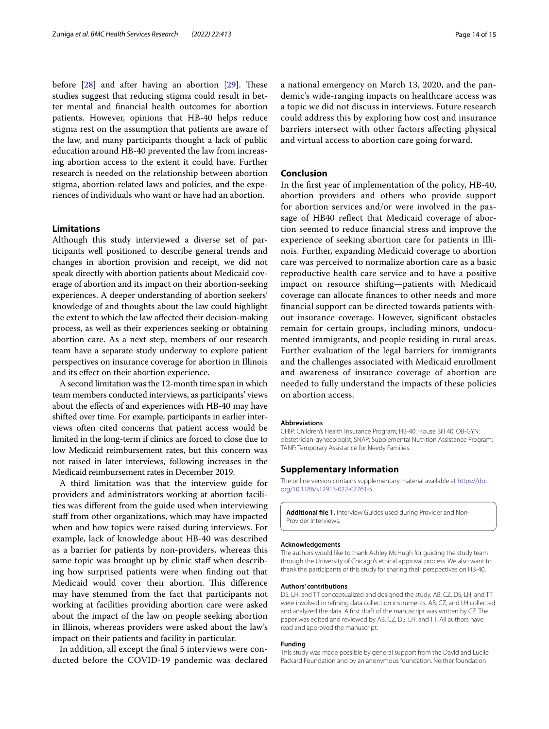before [28] and after having an abortion [29]. These studies suggest that reducing stigma could result in better mental and financial health outcomes for abortion patients. However, opinions that HB-40 helps reduce stigma rest on the assumption that patients are aware of the law, and many participants thought a lack of public education around HB-40 prevented the law from increasing abortion access to the extent it could have. Further research is needed on the relationship between abortion stigma, abortion-related laws and policies, and the experiences of individuals who want or have had an abortion.

## Limitations

Although this study interviewed a diverse set of participants well positioned to describe general trends and changes in abortion provision and receipt, we did not speak directly with abortion patients about Medicaid coverage of abortion and its impact on their abortion-seeking experiences. A deeper understanding of abortion seekers' knowledge of and thoughts about the law could highlight the extent to which the law affected their decision-making process, as well as their experiences seeking or obtaining abortion care. As a next step, members of our research team have a separate study underway to explore patient perspectives on insurance coverage for abortion in Illinois and its effect on their abortion experience.

A second limitation was the 12-month time span in which team members conducted interviews, as participants' views about the effects of and experiences with HB-40 may have shifted over time. For example, participants in earlier interviews often cited concerns that patient access would be limited in the long-term if clinics are forced to close due to low Medicaid reimbursement rates, but this concern was not raised in later interviews, following increases in the Medicaid reimbursement rates in December 2019.

A third limitation was that the interview guide for providers and administrators working at abortion facilities was different from the guide used when interviewing staff from other organizations, which may have impacted when and how topics were raised during interviews. For example, lack of knowledge about HB-40 was described as a barrier for patients by non-providers, whereas this same topic was brought up by clinic staff when describing how surprised patients were when finding out that Medicaid would cover their abortion. This difference may have stemmed from the fact that participants not working at facilities providing abortion care were asked about the impact of the law on people seeking abortion in Illinois, whereas providers were asked about the law's impact on their patients and facility in particular.

In addition, all except the final 5 interviews were conducted before the COVID-19 pandemic was declared a national emergency on March 13, 2020, and the pandemic's wide-ranging impacts on healthcare access was a topic we did not discuss in interviews. Future research could address this by exploring how cost and insurance barriers intersect with other factors affecting physical and virtual access to abortion care going forward.

## Conclusion

In the first year of implementation of the policy, HB-40, abortion providers and others who provide support for abortion services and/or were involved in the passage of HB40 reflect that Medicaid coverage of abortion seemed to reduce financial stress and improve the experience of seeking abortion care for patients in Illinois. Further, expanding Medicaid coverage to abortion care was perceived to normalize abortion care as a basic reproductive health care service and to have a positive impact on resource shifting—patients with Medicaid coverage can allocate finances to other needs and more financial support can be directed towards patients without insurance coverage. However, significant obstacles remain for certain groups, including minors, undocumented immigrants, and people residing in rural areas. Further evaluation of the legal barriers for immigrants and the challenges associated with Medicaid enrollment and awareness of insurance coverage of abortion are needed to fully understand the impacts of these policies on abortion access.

#### Abbreviations

CHIP: Children's Health Insurance Program; HB-40: House Bill 40; OB-GYN: obstetrician-gynecologist; SNAP: Supplemental Nutrition Assistance Program; TANF: Temporary Assistance for Needy Families.

## Supplementary Information

The online version contains supplementary material available at https://doi.org/10.1186/s12913-022-07761-5.

**Additional file 1.** Interview Guides used during Provider and Non-Provider Interviews.

#### Acknowledgements

The authors would like to thank Ashley McHugh for guiding the study team through the University of Chicago's ethical approval process. We also want to thank the participants of this study for sharing their perspectives on HB-40.

#### Authors' contributions

DS, LH, and TT conceptualized and designed the study. AB, CZ, DS, LH, and TT were involved in refining data collection instruments. AB, CZ, and LH collected and analyzed the data. A first draft of the manuscript was written by CZ. The paper was edited and reviewed by AB, CZ, DS, LH, and TT. All authors have read and approved the manuscript.

#### Funding

This study was made possible by general support from the David and Lucile Packard Foundation and by an anonymous foundation. Neither foundation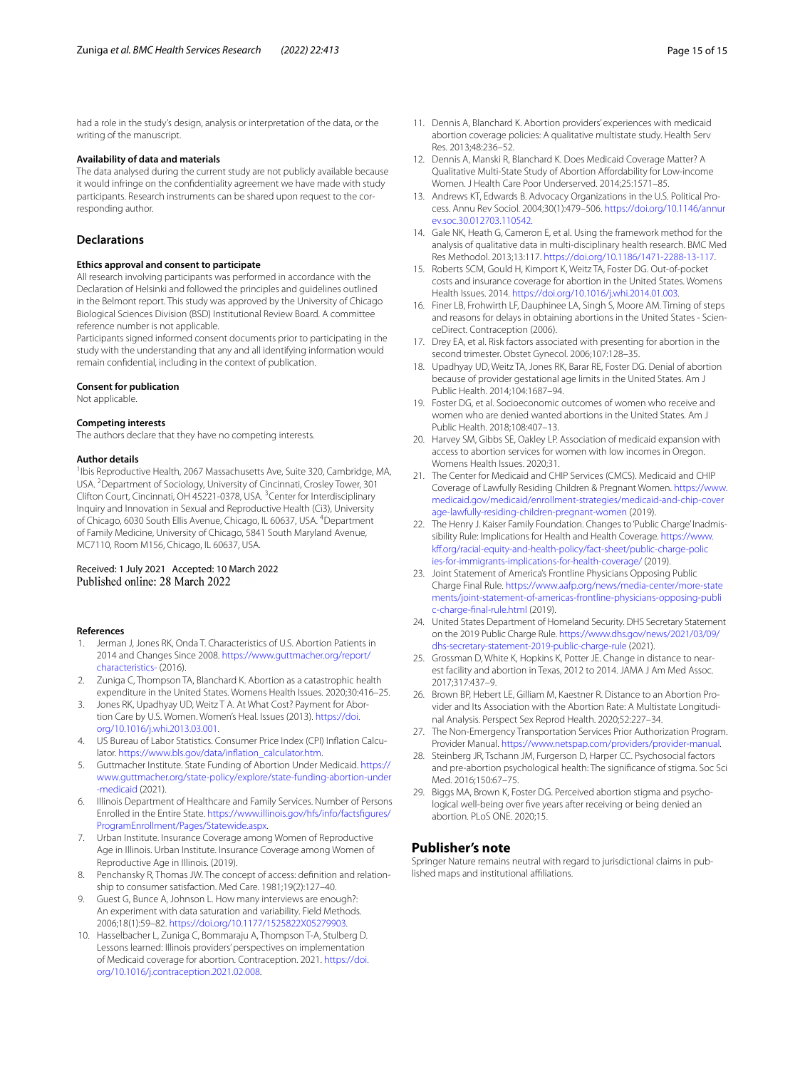had a role in the study's design, analysis or interpretation of the data, or the writing of the manuscript.

**Availability of data and materials**
The data analysed during the current study are not publicly available because it would infringe on the confidentiality agreement we have made with study participants. Research instruments can be shared upon request to the corresponding author.

## Declarations

**Ethics approval and consent to participate**
All research involving participants was performed in accordance with the Declaration of Helsinki and followed the principles and guidelines outlined in the Belmont report. This study was approved by the University of Chicago Biological Sciences Division (BSD) Institutional Review Board. A committee reference number is not applicable.
Participants signed informed consent documents prior to participating in the study with the understanding that any and all identifying information would remain confidential, including in the context of publication.

**Consent for publication**
Not applicable.

**Competing interests**
The authors declare that they have no competing interests.

**Author details**
[1]Ibis Reproductive Health, 2067 Massachusetts Ave, Suite 320, Cambridge, MA, USA. [2]Department of Sociology, University of Cincinnati, Crosley Tower, 301 Clifton Court, Cincinnati, OH 45221-0378, USA. [3]Center for Interdisciplinary Inquiry and Innovation in Sexual and Reproductive Health (Ci3), University of Chicago, 6030 South Ellis Avenue, Chicago, IL 60637, USA. [4]Department of Family Medicine, University of Chicago, 5841 South Maryland Avenue, MC7110, Room M156, Chicago, IL 60637, USA.

Received: 1 July 2021 Accepted: 10 March 2022
Published online: 28 March 2022

**References**

1. Jerman J, Jones RK, Onda T. Characteristics of U.S. Abortion Patients in 2014 and Changes Since 2008. https://www.guttmacher.org/report/characteristics- (2016).
2. Zuniga C, Thompson TA, Blanchard K. Abortion as a catastrophic health expenditure in the United States. Womens Health Issues. 2020;30:416–25.
3. Jones RK, Upadhyay UD, Weitz T A. At What Cost? Payment for Abortion Care by U.S. Women. Women's Heal. Issues (2013). https://doi.org/10.1016/j.whi.2013.03.001.
4. US Bureau of Labor Statistics. Consumer Price Index (CPI) Inflation Calculator. https://www.bls.gov/data/inflation_calculator.htm.
5. Guttmacher Institute. State Funding of Abortion Under Medicaid. https://www.guttmacher.org/state-policy/explore/state-funding-abortion-under-medicaid (2021).
6. Illinois Department of Healthcare and Family Services. Number of Persons Enrolled in the Entire State. https://www.illinois.gov/hfs/info/factsfigures/ProgramEnrollment/Pages/Statewide.aspx.
7. Urban Institute. Insurance Coverage among Women of Reproductive Age in Illinois. Urban Institute. Insurance Coverage among Women of Reproductive Age in Illinois. (2019).
8. Penchansky R, Thomas JW. The concept of access: definition and relationship to consumer satisfaction. Med Care. 1981;19(2):127–40.
9. Guest G, Bunce A, Johnson L. How many interviews are enough?: An experiment with data saturation and variability. Field Methods. 2006;18(1):59–82. https://doi.org/10.1177/1525822X05279903.
10. Hasselbacher L, Zuniga C, Bommaraju A, Thompson T-A, Stulberg D. Lessons learned: Illinois providers' perspectives on implementation of Medicaid coverage for abortion. Contraception. 2021. https://doi.org/10.1016/j.contraception.2021.02.008.
11. Dennis A, Blanchard K. Abortion providers' experiences with medicaid abortion coverage policies: A qualitative multistate study. Health Serv Res. 2013;48:236–52.
12. Dennis A, Manski R, Blanchard K. Does Medicaid Coverage Matter? A Qualitative Multi-State Study of Abortion Affordability for Low-income Women. J Health Care Poor Underserved. 2014;25:1571–85.
13. Andrews KT, Edwards B. Advocacy Organizations in the U.S. Political Process. Annu Rev Sociol. 2004;30(1):479–506. https://doi.org/10.1146/annurev.soc.30.012703.110542.
14. Gale NK, Heath G, Cameron E, et al. Using the framework method for the analysis of qualitative data in multi-disciplinary health research. BMC Med Res Methodol. 2013;13:117. https://doi.org/10.1186/1471-2288-13-117.
15. Roberts SCM, Gould H, Kimport K, Weitz TA, Foster DG. Out-of-pocket costs and insurance coverage for abortion in the United States. Womens Health Issues. 2014. https://doi.org/10.1016/j.whi.2014.01.003.
16. Finer LB, Frohwirth LF, Dauphinee LA, Singh S, Moore AM. Timing of steps and reasons for delays in obtaining abortions in the United States - ScienceDirect. Contraception (2006).
17. Drey EA, et al. Risk factors associated with presenting for abortion in the second trimester. Obstet Gynecol. 2006;107:128–35.
18. Upadhyay UD, Weitz TA, Jones RK, Barar RE, Foster DG. Denial of abortion because of provider gestational age limits in the United States. Am J Public Health. 2014;104:1687–94.
19. Foster DG, et al. Socioeconomic outcomes of women who receive and women who are denied wanted abortions in the United States. Am J Public Health. 2018;108:407–13.
20. Harvey SM, Gibbs SE, Oakley LP. Association of medicaid expansion with access to abortion services for women with low incomes in Oregon. Womens Health Issues. 2020;31.
21. The Center for Medicaid and CHIP Services (CMCS). Medicaid and CHIP Coverage of Lawfully Residing Children & Pregnant Women. https://www.medicaid.gov/medicaid/enrollment-strategies/medicaid-and-chip-coverage-lawfully-residing-children-pregnant-women (2019).
22. The Henry J. Kaiser Family Foundation. Changes to 'Public Charge' Inadmissibility Rule: Implications for Health and Health Coverage. https://www.kff.org/racial-equity-and-health-policy/fact-sheet/public-charge-policies-for-immigrants-implications-for-health-coverage/ (2019).
23. Joint Statement of America's Frontline Physicians Opposing Public Charge Final Rule. https://www.aafp.org/news/media-center/more-statements/joint-statement-of-americas-frontline-physicians-opposing-public-charge-final-rule.html (2019).
24. United States Department of Homeland Security. DHS Secretary Statement on the 2019 Public Charge Rule. https://www.dhs.gov/news/2021/03/09/dhs-secretary-statement-2019-public-charge-rule (2021).
25. Grossman D, White K, Hopkins K, Potter JE. Change in distance to nearest facility and abortion in Texas, 2012 to 2014. JAMA J Am Med Assoc. 2017;317:437–9.
26. Brown BP, Hebert LE, Gilliam M, Kaestner R. Distance to an Abortion Provider and Its Association with the Abortion Rate: A Multistate Longitudinal Analysis. Perspect Sex Reprod Health. 2020;52:227–34.
27. The Non-Emergency Transportation Services Prior Authorization Program. Provider Manual. https://www.netspap.com/providers/provider-manual.
28. Steinberg JR, Tschann JM, Furgerson D, Harper CC. Psychosocial factors and pre-abortion psychological health: The significance of stigma. Soc Sci Med. 2016;150:67–75.
29. Biggs MA, Brown K, Foster DG. Perceived abortion stigma and psychological well-being over five years after receiving or being denied an abortion. PLoS ONE. 2020;15.

## Publisher's note

Springer Nature remains neutral with regard to jurisdictional claims in published maps and institutional affiliations.